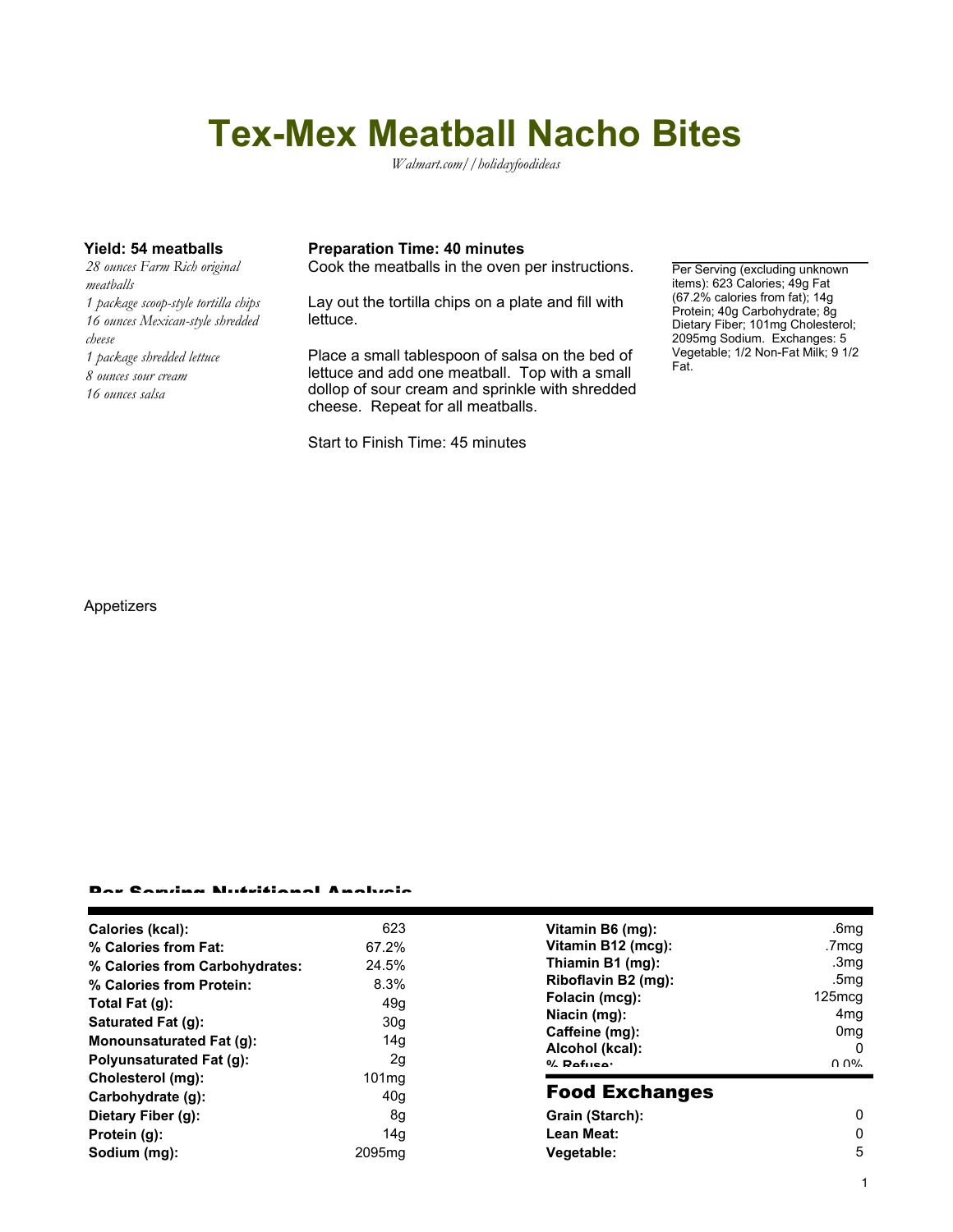# Tex-Mex Meatball Nacho Bites

*Walmart.com//holidayfoodideas*

**Yield: 54 meatballs**

*28 ounces Farm Rich original meatballs*
*1 package scoop-style tortilla chips*
*16 ounces Mexican-style shredded cheese*
*1 package shredded lettuce*
*8 ounces sour cream*
*16 ounces salsa*

**Preparation Time: 40 minutes**

Cook the meatballs in the oven per instructions.

Lay out the tortilla chips on a plate and fill with lettuce.

Place a small tablespoon of salsa on the bed of lettuce and add one meatball. Top with a small dollop of sour cream and sprinkle with shredded cheese. Repeat for all meatballs.

Start to Finish Time: 45 minutes

Per Serving (excluding unknown items): 623 Calories; 49g Fat (67.2% calories from fat); 14g Protein; 40g Carbohydrate; 8g Dietary Fiber; 101mg Cholesterol; 2095mg Sodium. Exchanges: 5 Vegetable; 1/2 Non-Fat Milk; 9 1/2 Fat.

Appetizers

## Per Serving Nutritional Analysis

| | |
|---|---|
| **Calories (kcal):** | 623 |
| **% Calories from Fat:** | 67.2% |
| **% Calories from Carbohydrates:** | 24.5% |
| **% Calories from Protein:** | 8.3% |
| **Total Fat (g):** | 49g |
| **Saturated Fat (g):** | 30g |
| **Monounsaturated Fat (g):** | 14g |
| **Polyunsaturated Fat (g):** | 2g |
| **Cholesterol (mg):** | 101mg |
| **Carbohydrate (g):** | 40g |
| **Dietary Fiber (g):** | 8g |
| **Protein (g):** | 14g |
| **Sodium (mg):** | 2095mg |
| **Vitamin B6 (mg):** | .6mg |
| **Vitamin B12 (mcg):** | .7mcg |
| **Thiamin B1 (mg):** | .3mg |
| **Riboflavin B2 (mg):** | .5mg |
| **Folacin (mcg):** | 125mcg |
| **Niacin (mg):** | 4mg |
| **Caffeine (mg):** | 0mg |
| **Alcohol (kcal):** | 0 |
| **% Refuse:** | 0.0% |

## Food Exchanges

| | |
|---|---|
| **Grain (Starch):** | 0 |
| **Lean Meat:** | 0 |
| **Vegetable:** | 5 |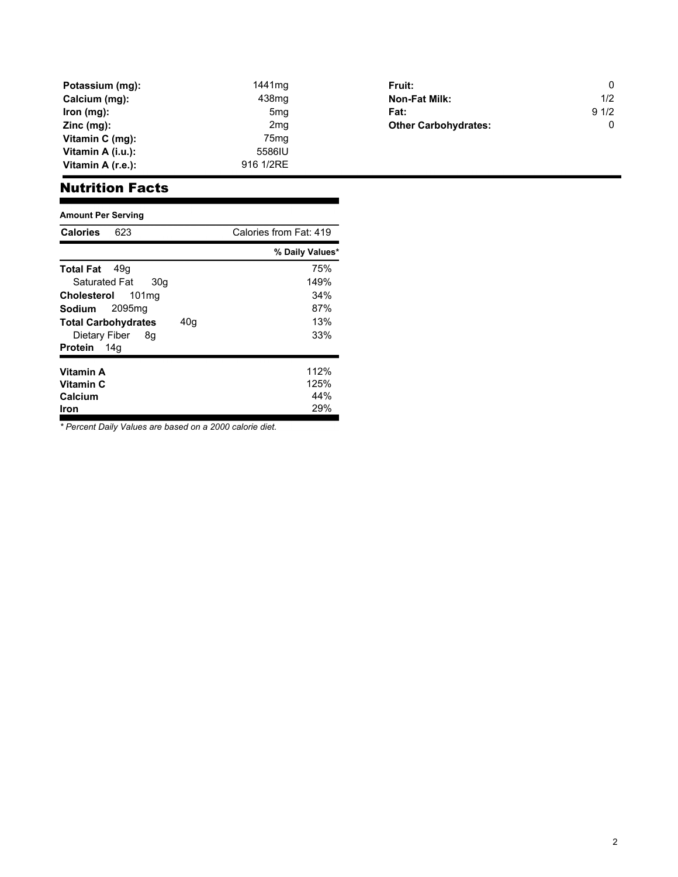| | |
|---|---|
| **Potassium (mg):** | 1441mg |
| **Calcium (mg):** | 438mg |
| **Iron (mg):** | 5mg |
| **Zinc (mg):** | 2mg |
| **Vitamin C (mg):** | 75mg |
| **Vitamin A (i.u.):** | 5586IU |
| **Vitamin A (r.e.):** | 916 1/2RE |

| | |
|---|---|
| **Fruit:** | 0 |
| **Non-Fat Milk:** | 1/2 |
| **Fat:** | 9 1/2 |
| **Other Carbohydrates:** | 0 |

## Nutrition Facts

**Amount Per Serving**

| | |
|---|---|
| **Calories** 623 | Calories from Fat: 419 |
| | **% Daily Values*** |
| **Total Fat** 49g | 75% |
| Saturated Fat 30g | 149% |
| **Cholesterol** 101mg | 34% |
| **Sodium** 2095mg | 87% |
| **Total Carbohydrates** 40g | 13% |
| Dietary Fiber 8g | 33% |
| **Protein** 14g | |
| **Vitamin A** | 112% |
| **Vitamin C** | 125% |
| **Calcium** | 44% |
| **Iron** | 29% |

*\* Percent Daily Values are based on a 2000 calorie diet.*